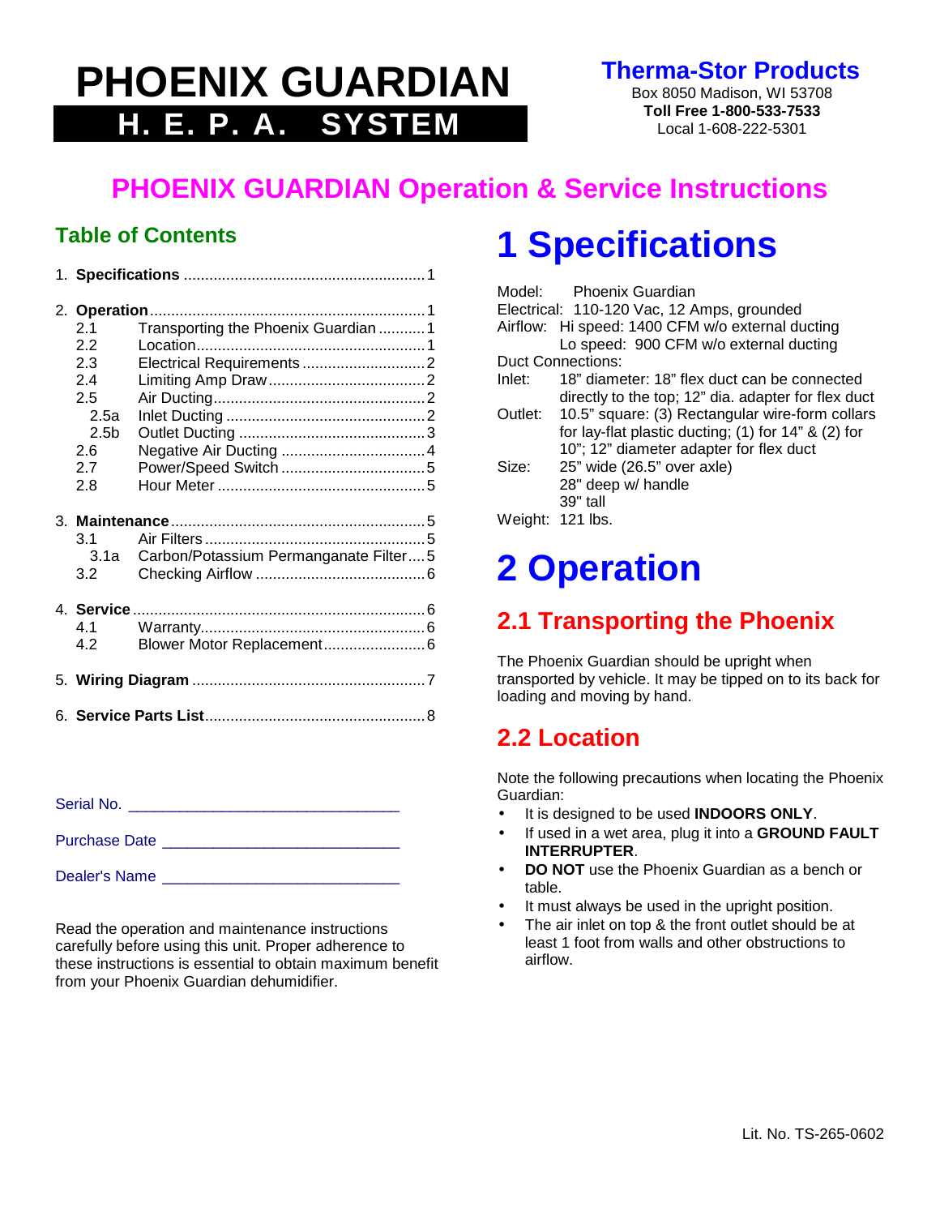# PHOENIX GUARDIAN

**H. E. P. A. SYSTEM**

**Therma-Stor Products**

Box 8050 Madison, WI 53708

**Toll Free 1-800-533-7533**

Local 1-608-222-5301

## PHOENIX GUARDIAN Operation & Service Instructions

### Table of Contents

1. **Specifications** ........................................................1

2. **Operation** ................................................................1
   - 2.1 Transporting the Phoenix Guardian ...........1
   - 2.2 Location......................................................1
   - 2.3 Electrical Requirements .............................2
   - 2.4 Limiting Amp Draw.....................................2
   - 2.5 Air Ducting..................................................2
     - 2.5a Inlet Ducting ...............................................2
     - 2.5b Outlet Ducting ............................................3
   - 2.6 Negative Air Ducting ..................................4
   - 2.7 Power/Speed Switch ..................................5
   - 2.8 Hour Meter .................................................5

3. **Maintenance**............................................................5
   - 3.1 Air Filters....................................................5
     - 3.1a Carbon/Potassium Permanganate Filter....5
   - 3.2 Checking Airflow ........................................6

4. **Service**.....................................................................6
   - 4.1 Warranty.....................................................6
   - 4.2 Blower Motor Replacement........................6

5. **Wiring Diagram** .......................................................7

6. **Service Parts List**....................................................8

Serial No. ________________________________

Purchase Date ____________________________

Dealer's Name ____________________________

Read the operation and maintenance instructions carefully before using this unit. Proper adherence to these instructions is essential to obtain maximum benefit from your Phoenix Guardian dehumidifier.

# 1 Specifications

Model: Phoenix Guardian
Electrical: 110-120 Vac, 12 Amps, grounded
Airflow: Hi speed: 1400 CFM w/o external ducting
Lo speed: 900 CFM w/o external ducting
Duct Connections:
Inlet: 18" diameter: 18" flex duct can be connected directly to the top; 12" dia. adapter for flex duct
Outlet: 10.5" square: (3) Rectangular wire-form collars for lay-flat plastic ducting; (1) for 14" & (2) for 10"; 12" diameter adapter for flex duct
Size: 25" wide (26.5" over axle)
28" deep w/ handle
39" tall
Weight: 121 lbs.

# 2 Operation

## 2.1 Transporting the Phoenix

The Phoenix Guardian should be upright when transported by vehicle. It may be tipped on to its back for loading and moving by hand.

## 2.2 Location

Note the following precautions when locating the Phoenix Guardian:

- It is designed to be used **INDOORS ONLY**.
- If used in a wet area, plug it into a **GROUND FAULT INTERRUPTER**.
- **DO NOT** use the Phoenix Guardian as a bench or table.
- It must always be used in the upright position.
- The air inlet on top & the front outlet should be at least 1 foot from walls and other obstructions to airflow.

Lit. No. TS-265-0602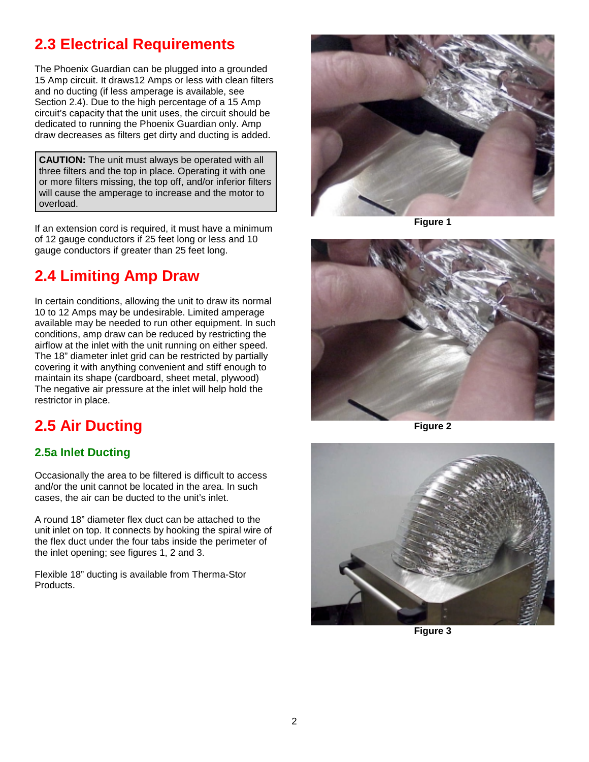## 2.3 Electrical Requirements

The Phoenix Guardian can be plugged into a grounded 15 Amp circuit. It draws12 Amps or less with clean filters and no ducting (if less amperage is available, see Section 2.4). Due to the high percentage of a 15 Amp circuit's capacity that the unit uses, the circuit should be dedicated to running the Phoenix Guardian only. Amp draw decreases as filters get dirty and ducting is added.

> **CAUTION:** The unit must always be operated with all three filters and the top in place. Operating it with one or more filters missing, the top off, and/or inferior filters will cause the amperage to increase and the motor to overload.

If an extension cord is required, it must have a minimum of 12 gauge conductors if 25 feet long or less and 10 gauge conductors if greater than 25 feet long.

## 2.4 Limiting Amp Draw

In certain conditions, allowing the unit to draw its normal 10 to 12 Amps may be undesirable. Limited amperage available may be needed to run other equipment. In such conditions, amp draw can be reduced by restricting the airflow at the inlet with the unit running on either speed. The 18" diameter inlet grid can be restricted by partially covering it with anything convenient and stiff enough to maintain its shape (cardboard, sheet metal, plywood) The negative air pressure at the inlet will help hold the restrictor in place.

## 2.5 Air Ducting

### 2.5a Inlet Ducting

Occasionally the area to be filtered is difficult to access and/or the unit cannot be located in the area. In such cases, the air can be ducted to the unit's inlet.

A round 18" diameter flex duct can be attached to the unit inlet on top. It connects by hooking the spiral wire of the flex duct under the four tabs inside the perimeter of the inlet opening; see figures 1, 2 and 3.

Flexible 18" ducting is available from Therma-Stor Products.

**Figure 1**

**Figure 2**

**Figure 3**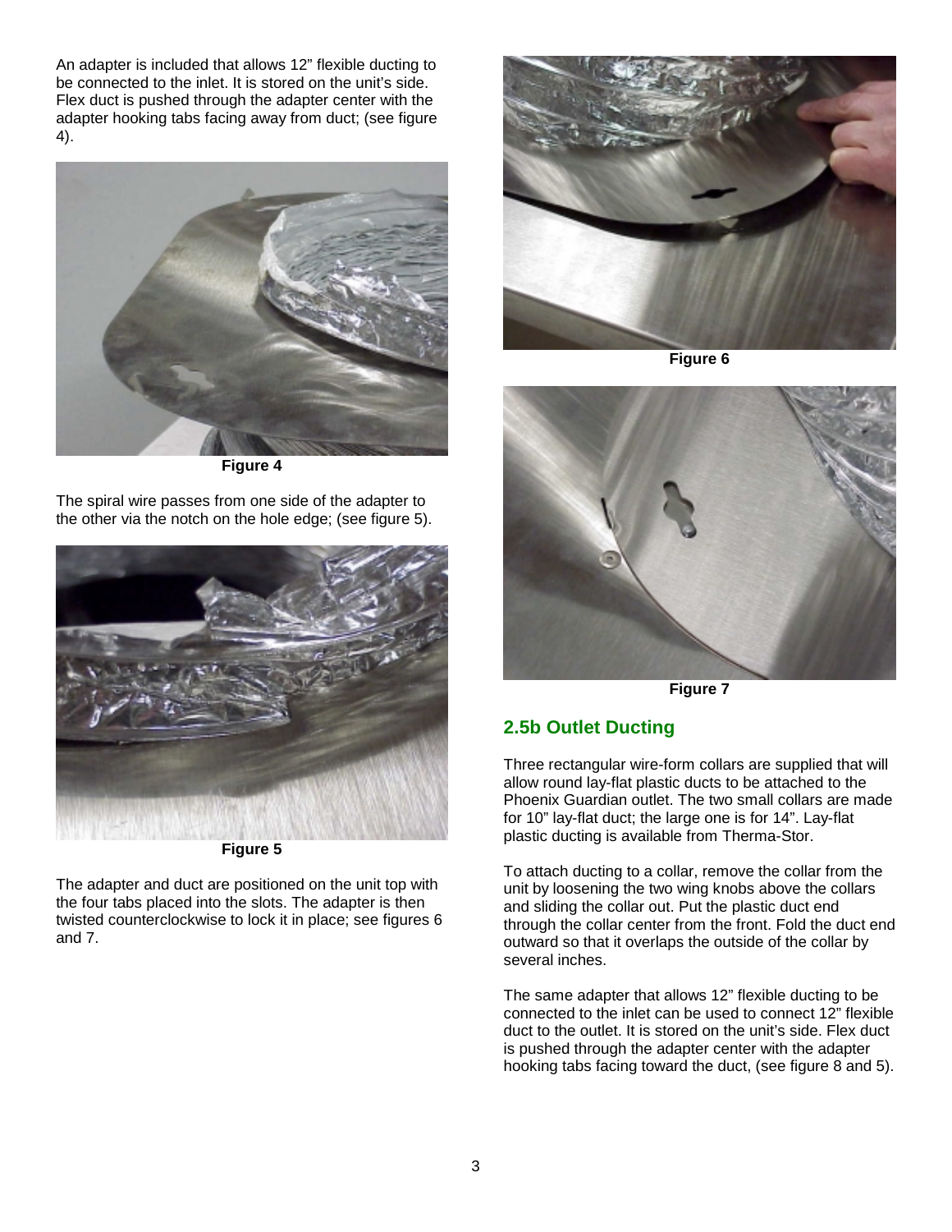An adapter is included that allows 12" flexible ducting to be connected to the inlet. It is stored on the unit's side. Flex duct is pushed through the adapter center with the adapter hooking tabs facing away from duct; (see figure 4).

Figure 4

The spiral wire passes from one side of the adapter to the other via the notch on the hole edge; (see figure 5).

Figure 5

The adapter and duct are positioned on the unit top with the four tabs placed into the slots. The adapter is then twisted counterclockwise to lock it in place; see figures 6 and 7.

Figure 6

Figure 7

## 2.5b Outlet Ducting

Three rectangular wire-form collars are supplied that will allow round lay-flat plastic ducts to be attached to the Phoenix Guardian outlet. The two small collars are made for 10" lay-flat duct; the large one is for 14". Lay-flat plastic ducting is available from Therma-Stor.

To attach ducting to a collar, remove the collar from the unit by loosening the two wing knobs above the collars and sliding the collar out. Put the plastic duct end through the collar center from the front. Fold the duct end outward so that it overlaps the outside of the collar by several inches.

The same adapter that allows 12" flexible ducting to be connected to the inlet can be used to connect 12" flexible duct to the outlet. It is stored on the unit's side. Flex duct is pushed through the adapter center with the adapter hooking tabs facing toward the duct, (see figure 8 and 5).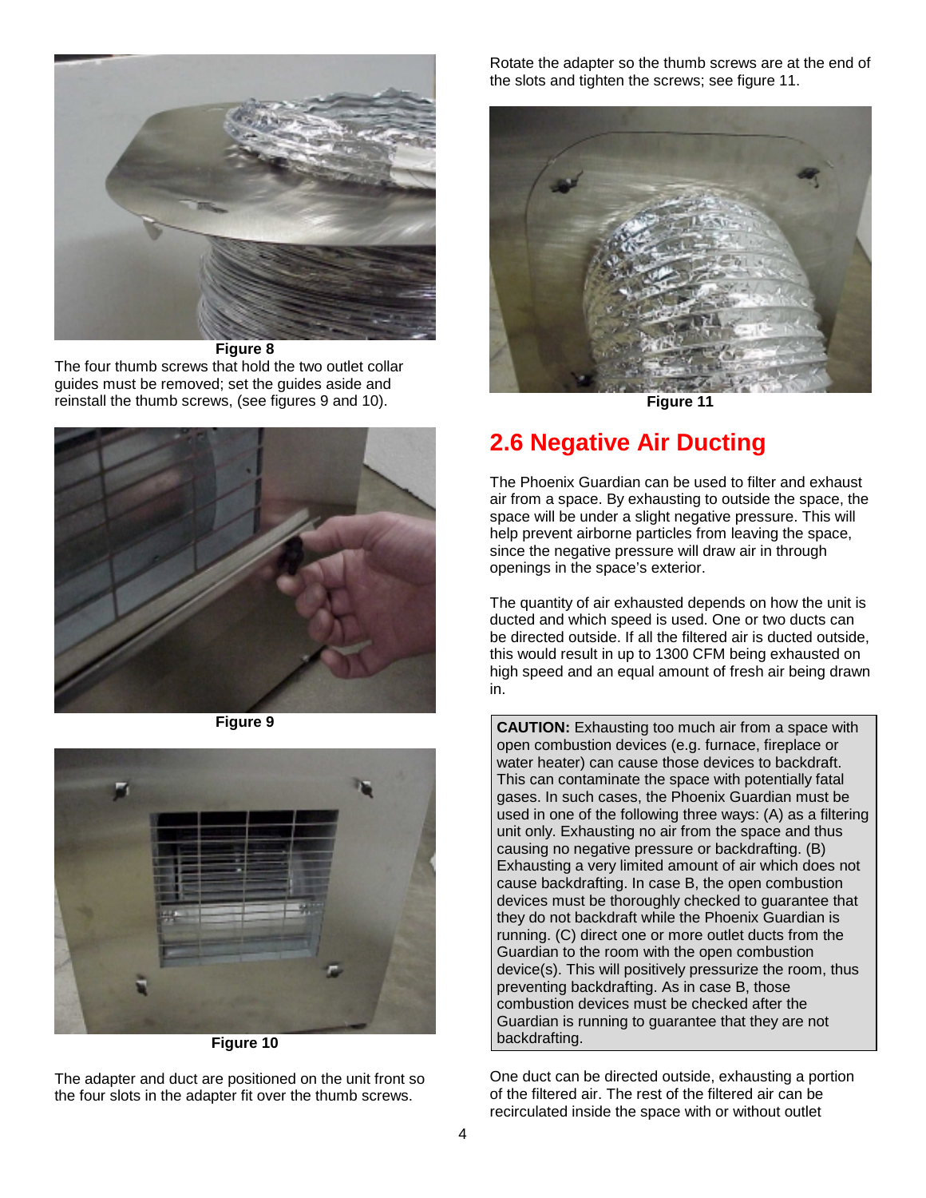Figure 8

The four thumb screws that hold the two outlet collar guides must be removed; set the guides aside and reinstall the thumb screws, (see figures 9 and 10).

Figure 9

Figure 10

The adapter and duct are positioned on the unit front so the four slots in the adapter fit over the thumb screws.

Rotate the adapter so the thumb screws are at the end of the slots and tighten the screws; see figure 11.

Figure 11

## 2.6 Negative Air Ducting

The Phoenix Guardian can be used to filter and exhaust air from a space. By exhausting to outside the space, the space will be under a slight negative pressure. This will help prevent airborne particles from leaving the space, since the negative pressure will draw air in through openings in the space's exterior.

The quantity of air exhausted depends on how the unit is ducted and which speed is used. One or two ducts can be directed outside. If all the filtered air is ducted outside, this would result in up to 1300 CFM being exhausted on high speed and an equal amount of fresh air being drawn in.

**CAUTION:** Exhausting too much air from a space with open combustion devices (e.g. furnace, fireplace or water heater) can cause those devices to backdraft. This can contaminate the space with potentially fatal gases. In such cases, the Phoenix Guardian must be used in one of the following three ways: (A) as a filtering unit only. Exhausting no air from the space and thus causing no negative pressure or backdrafting. (B) Exhausting a very limited amount of air which does not cause backdrafting. In case B, the open combustion devices must be thoroughly checked to guarantee that they do not backdraft while the Phoenix Guardian is running. (C) direct one or more outlet ducts from the Guardian to the room with the open combustion device(s). This will positively pressurize the room, thus preventing backdrafting. As in case B, those combustion devices must be checked after the Guardian is running to guarantee that they are not backdrafting.

One duct can be directed outside, exhausting a portion of the filtered air. The rest of the filtered air can be recirculated inside the space with or without outlet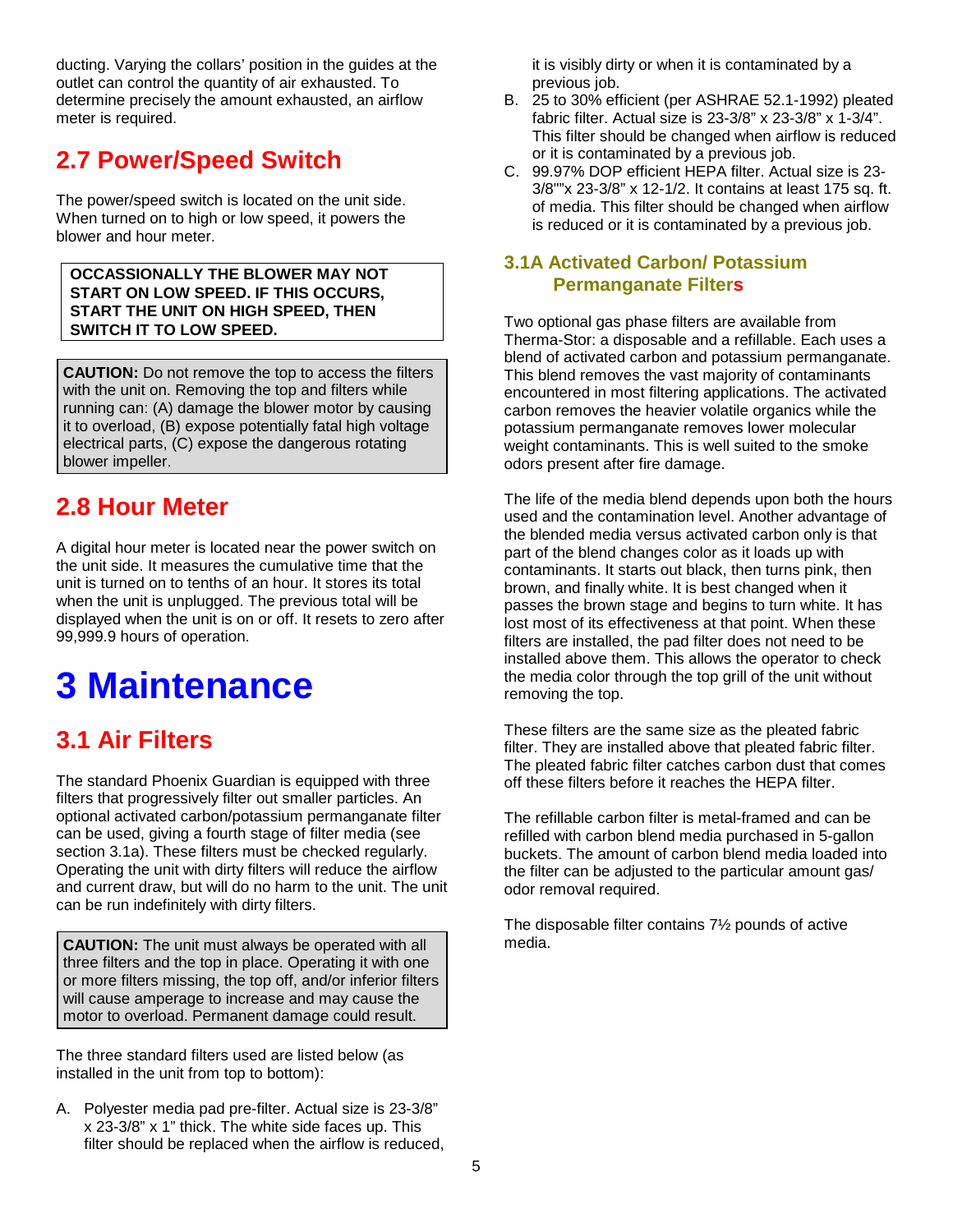ducting. Varying the collars' position in the guides at the outlet can control the quantity of air exhausted. To determine precisely the amount exhausted, an airflow meter is required.

## 2.7 Power/Speed Switch

The power/speed switch is located on the unit side. When turned on to high or low speed, it powers the blower and hour meter.

**OCCASSIONALLY THE BLOWER MAY NOT START ON LOW SPEED. IF THIS OCCURS, START THE UNIT ON HIGH SPEED, THEN SWITCH IT TO LOW SPEED.**

**CAUTION:** Do not remove the top to access the filters with the unit on. Removing the top and filters while running can: (A) damage the blower motor by causing it to overload, (B) expose potentially fatal high voltage electrical parts, (C) expose the dangerous rotating blower impeller.

## 2.8 Hour Meter

A digital hour meter is located near the power switch on the unit side. It measures the cumulative time that the unit is turned on to tenths of an hour. It stores its total when the unit is unplugged. The previous total will be displayed when the unit is on or off. It resets to zero after 99,999.9 hours of operation.

# 3 Maintenance

## 3.1 Air Filters

The standard Phoenix Guardian is equipped with three filters that progressively filter out smaller particles. An optional activated carbon/potassium permanganate filter can be used, giving a fourth stage of filter media (see section 3.1a). These filters must be checked regularly. Operating the unit with dirty filters will reduce the airflow and current draw, but will do no harm to the unit. The unit can be run indefinitely with dirty filters.

**CAUTION:** The unit must always be operated with all three filters and the top in place. Operating it with one or more filters missing, the top off, and/or inferior filters will cause amperage to increase and may cause the motor to overload. Permanent damage could result.

The three standard filters used are listed below (as installed in the unit from top to bottom):

A. Polyester media pad pre-filter. Actual size is 23-3/8" x 23-3/8" x 1" thick. The white side faces up. This filter should be replaced when the airflow is reduced, it is visibly dirty or when it is contaminated by a previous job.
B. 25 to 30% efficient (per ASHRAE 52.1-1992) pleated fabric filter. Actual size is 23-3/8" x 23-3/8" x 1-3/4". This filter should be changed when airflow is reduced or it is contaminated by a previous job.
C. 99.97% DOP efficient HEPA filter. Actual size is 23-3/8""x 23-3/8" x 12-1/2. It contains at least 175 sq. ft. of media. This filter should be changed when airflow is reduced or it is contaminated by a previous job.

### 3.1A Activated Carbon/ Potassium Permanganate Filters

Two optional gas phase filters are available from Therma-Stor: a disposable and a refillable. Each uses a blend of activated carbon and potassium permanganate. This blend removes the vast majority of contaminants encountered in most filtering applications. The activated carbon removes the heavier volatile organics while the potassium permanganate removes lower molecular weight contaminants. This is well suited to the smoke odors present after fire damage.

The life of the media blend depends upon both the hours used and the contamination level. Another advantage of the blended media versus activated carbon only is that part of the blend changes color as it loads up with contaminants. It starts out black, then turns pink, then brown, and finally white. It is best changed when it passes the brown stage and begins to turn white. It has lost most of its effectiveness at that point. When these filters are installed, the pad filter does not need to be installed above them. This allows the operator to check the media color through the top grill of the unit without removing the top.

These filters are the same size as the pleated fabric filter. They are installed above that pleated fabric filter. The pleated fabric filter catches carbon dust that comes off these filters before it reaches the HEPA filter.

The refillable carbon filter is metal-framed and can be refilled with carbon blend media purchased in 5-gallon buckets. The amount of carbon blend media loaded into the filter can be adjusted to the particular amount gas/ odor removal required.

The disposable filter contains 7½ pounds of active media.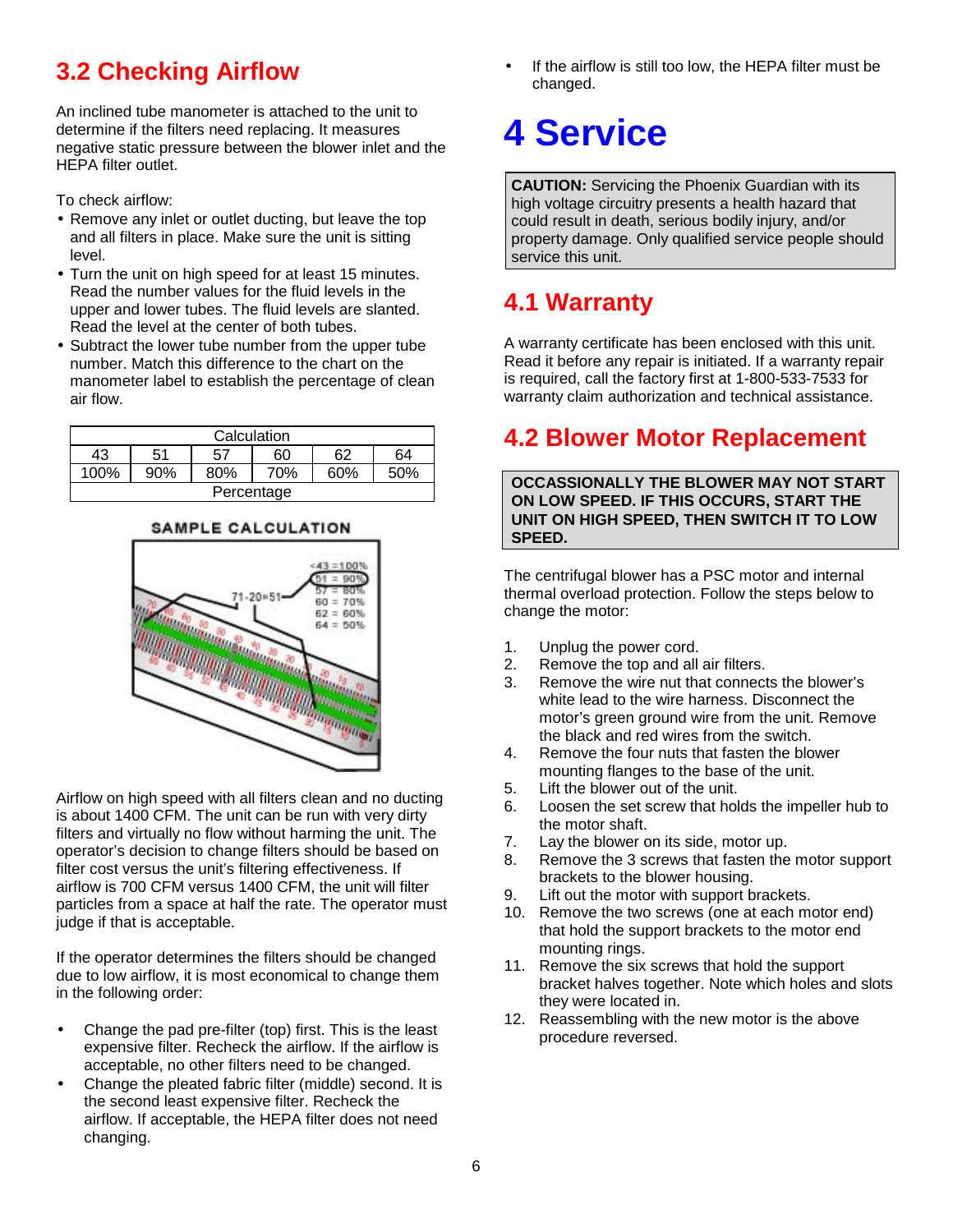## 3.2 Checking Airflow

An inclined tube manometer is attached to the unit to determine if the filters need replacing. It measures negative static pressure between the blower inlet and the HEPA filter outlet.

To check airflow:

- Remove any inlet or outlet ducting, but leave the top and all filters in place. Make sure the unit is sitting level.
- Turn the unit on high speed for at least 15 minutes. Read the number values for the fluid levels in the upper and lower tubes. The fluid levels are slanted. Read the level at the center of both tubes.
- Subtract the lower tube number from the upper tube number. Match this difference to the chart on the manometer label to establish the percentage of clean air flow.

| Calculation | | | | | |
|---|---|---|---|---|---|
| 43 | 51 | 57 | 60 | 62 | 64 |
| 100% | 90% | 80% | 70% | 60% | 50% |
| Percentage | | | | | |

SAMPLE CALCULATION

Airflow on high speed with all filters clean and no ducting is about 1400 CFM. The unit can be run with very dirty filters and virtually no flow without harming the unit. The operator's decision to change filters should be based on filter cost versus the unit's filtering effectiveness. If airflow is 700 CFM versus 1400 CFM, the unit will filter particles from a space at half the rate. The operator must judge if that is acceptable.

If the operator determines the filters should be changed due to low airflow, it is most economical to change them in the following order:

- Change the pad pre-filter (top) first. This is the least expensive filter. Recheck the airflow. If the airflow is acceptable, no other filters need to be changed.
- Change the pleated fabric filter (middle) second. It is the second least expensive filter. Recheck the airflow. If acceptable, the HEPA filter does not need changing.
- If the airflow is still too low, the HEPA filter must be changed.

# 4 Service

**CAUTION:** Servicing the Phoenix Guardian with its high voltage circuitry presents a health hazard that could result in death, serious bodily injury, and/or property damage. Only qualified service people should service this unit.

## 4.1 Warranty

A warranty certificate has been enclosed with this unit. Read it before any repair is initiated. If a warranty repair is required, call the factory first at 1-800-533-7533 for warranty claim authorization and technical assistance.

## 4.2 Blower Motor Replacement

**OCCASSIONALLY THE BLOWER MAY NOT START ON LOW SPEED. IF THIS OCCURS, START THE UNIT ON HIGH SPEED, THEN SWITCH IT TO LOW SPEED.**

The centrifugal blower has a PSC motor and internal thermal overload protection. Follow the steps below to change the motor:

1. Unplug the power cord.
2. Remove the top and all air filters.
3. Remove the wire nut that connects the blower's white lead to the wire harness. Disconnect the motor's green ground wire from the unit. Remove the black and red wires from the switch.
4. Remove the four nuts that fasten the blower mounting flanges to the base of the unit.
5. Lift the blower out of the unit.
6. Loosen the set screw that holds the impeller hub to the motor shaft.
7. Lay the blower on its side, motor up.
8. Remove the 3 screws that fasten the motor support brackets to the blower housing.
9. Lift out the motor with support brackets.
10. Remove the two screws (one at each motor end) that hold the support brackets to the motor end mounting rings.
11. Remove the six screws that hold the support bracket halves together. Note which holes and slots they were located in.
12. Reassembling with the new motor is the above procedure reversed.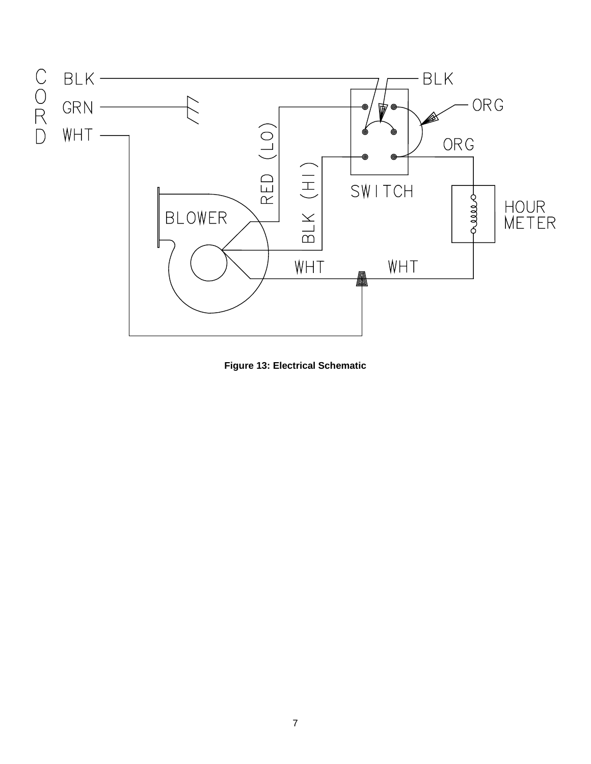CORD BLK GRN WHT

BLK ORG ORG

RED (LO) BLK (HI)

SWITCH

BLOWER

HOUR METER

WHT WHT

**Figure 13: Electrical Schematic**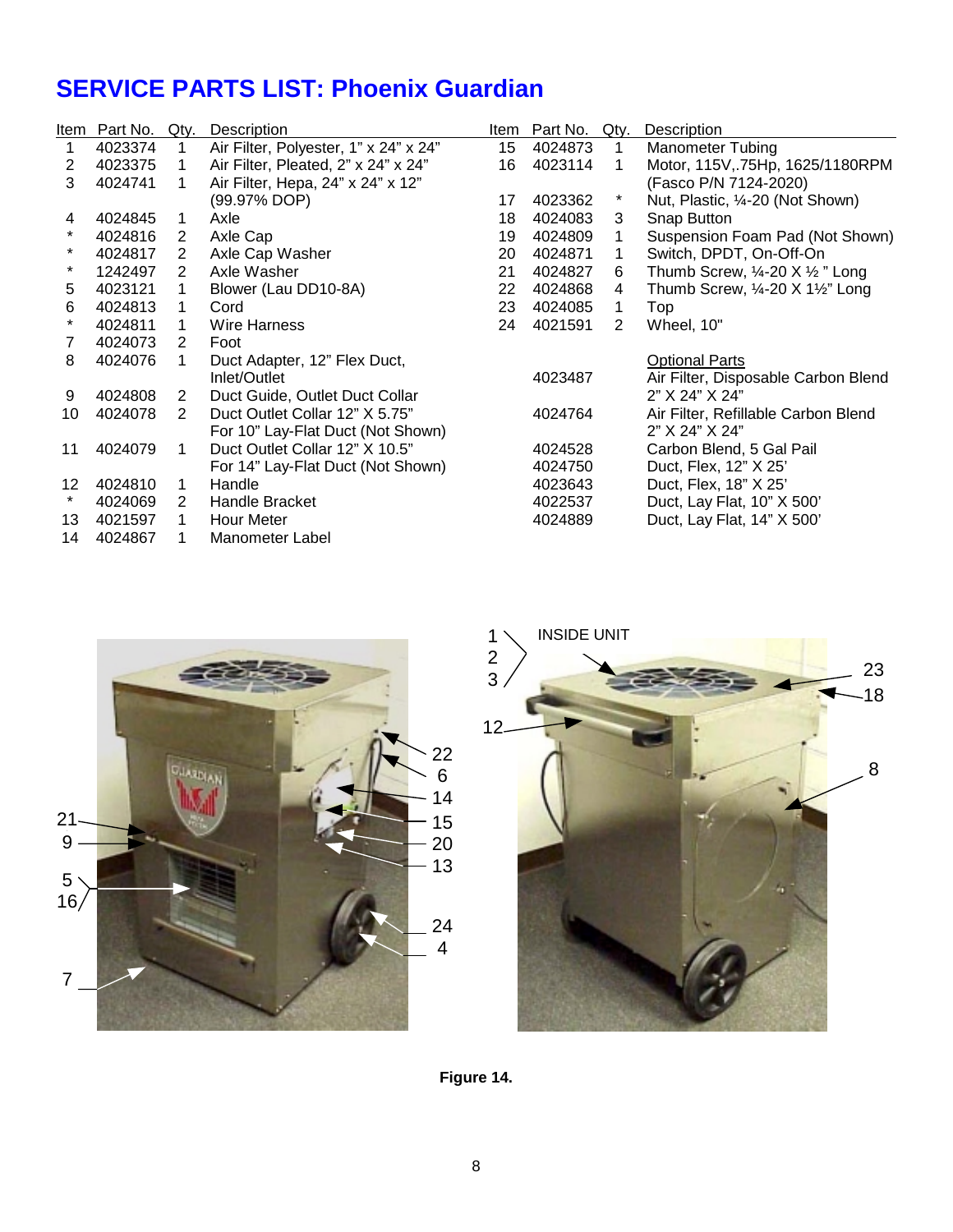## SERVICE PARTS LIST: Phoenix Guardian

| Item | Part No. | Qty. | Description |
|---|---|---|---|
| 1 | 4023374 | 1 | Air Filter, Polyester, 1" x 24" x 24" |
| 2 | 4023375 | 1 | Air Filter, Pleated, 2" x 24" x 24" |
| 3 | 4024741 | 1 | Air Filter, Hepa, 24" x 24" x 12" (99.97% DOP) |
| 4 | 4024845 | 1 | Axle |
| * | 4024816 | 2 | Axle Cap |
| * | 4024817 | 2 | Axle Cap Washer |
| * | 1242497 | 2 | Axle Washer |
| 5 | 4023121 | 1 | Blower (Lau DD10-8A) |
| 6 | 4024813 | 1 | Cord |
| * | 4024811 | 1 | Wire Harness |
| 7 | 4024073 | 2 | Foot |
| 8 | 4024076 | 1 | Duct Adapter, 12" Flex Duct, Inlet/Outlet |
| 9 | 4024808 | 2 | Duct Guide, Outlet Duct Collar |
| 10 | 4024078 | 2 | Duct Outlet Collar 12" X 5.75" For 10" Lay-Flat Duct (Not Shown) |
| 11 | 4024079 | 1 | Duct Outlet Collar 12" X 10.5" For 14" Lay-Flat Duct (Not Shown) |
| 12 | 4024810 | 1 | Handle |
| * | 4024069 | 2 | Handle Bracket |
| 13 | 4021597 | 1 | Hour Meter |
| 14 | 4024867 | 1 | Manometer Label |
| 15 | 4024873 | 1 | Manometer Tubing |
| 16 | 4023114 | 1 | Motor, 115V,.75Hp, 1625/1180RPM (Fasco P/N 7124-2020) |
| 17 | 4023362 | * | Nut, Plastic, ¼-20 (Not Shown) |
| 18 | 4024083 | 3 | Snap Button |
| 19 | 4024809 | 1 | Suspension Foam Pad (Not Shown) |
| 20 | 4024871 | 1 | Switch, DPDT, On-Off-On |
| 21 | 4024827 | 6 | Thumb Screw, ¼-20 X ½ " Long |
| 22 | 4024868 | 4 | Thumb Screw, ¼-20 X 1½" Long |
| 23 | 4024085 | 1 | Top |
| 24 | 4021591 | 2 | Wheel, 10" |

**Optional Parts**

| Part No. | Description |
|---|---|
| 4023487 | Air Filter, Disposable Carbon Blend 2" X 24" X 24" |
| 4024764 | Air Filter, Refillable Carbon Blend 2" X 24" X 24" |
| 4024528 | Carbon Blend, 5 Gal Pail |
| 4024750 | Duct, Flex, 12" X 25' |
| 4023643 | Duct, Flex, 18" X 25' |
| 4022537 | Duct, Lay Flat, 10" X 500' |
| 4024889 | Duct, Lay Flat, 14" X 500' |

INSIDE UNIT

**Figure 14.**